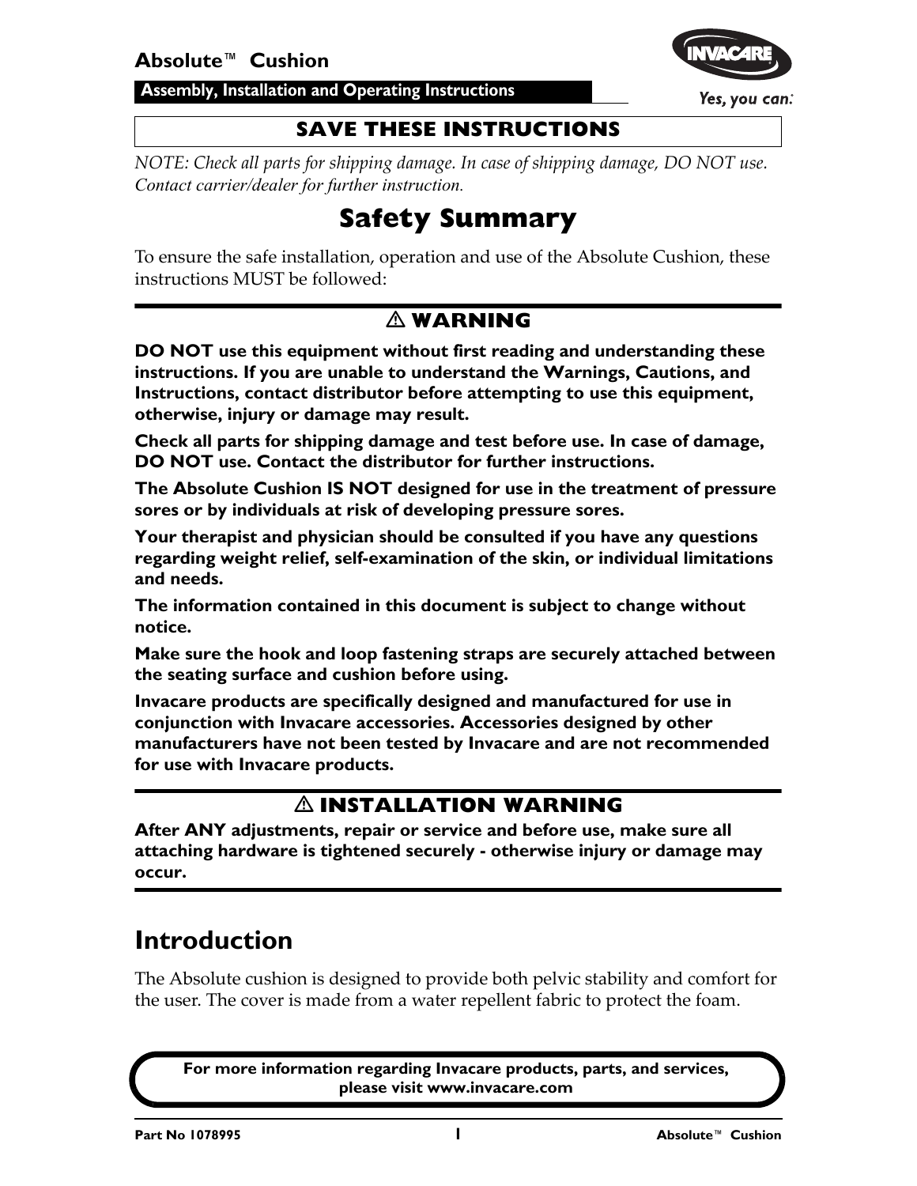# Absolute™ Cushion

**Assembly, Installation and Operating Instructions**

**SAVE THESE INSTRUCTIONS**

*NOTE: Check all parts for shipping damage. In case of shipping damage, DO NOT use. Contact carrier/dealer for further instruction.*

## Safety Summary

To ensure the safe installation, operation and use of the Absolute Cushion, these instructions MUST be followed:

### ⚠ WARNING

**DO NOT use this equipment without first reading and understanding these instructions. If you are unable to understand the Warnings, Cautions, and Instructions, contact distributor before attempting to use this equipment, otherwise, injury or damage may result.**

**Check all parts for shipping damage and test before use. In case of damage, DO NOT use. Contact the distributor for further instructions.**

**The Absolute Cushion IS NOT designed for use in the treatment of pressure sores or by individuals at risk of developing pressure sores.**

**Your therapist and physician should be consulted if you have any questions regarding weight relief, self-examination of the skin, or individual limitations and needs.**

**The information contained in this document is subject to change without notice.**

**Make sure the hook and loop fastening straps are securely attached between the seating surface and cushion before using.**

**Invacare products are specifically designed and manufactured for use in conjunction with Invacare accessories. Accessories designed by other manufacturers have not been tested by Invacare and are not recommended for use with Invacare products.**

### ⚠ INSTALLATION WARNING

**After ANY adjustments, repair or service and before use, make sure all attaching hardware is tightened securely - otherwise injury or damage may occur.**

## Introduction

The Absolute cushion is designed to provide both pelvic stability and comfort for the user. The cover is made from a water repellent fabric to protect the foam.

**For more information regarding Invacare products, parts, and services, please visit www.invacare.com**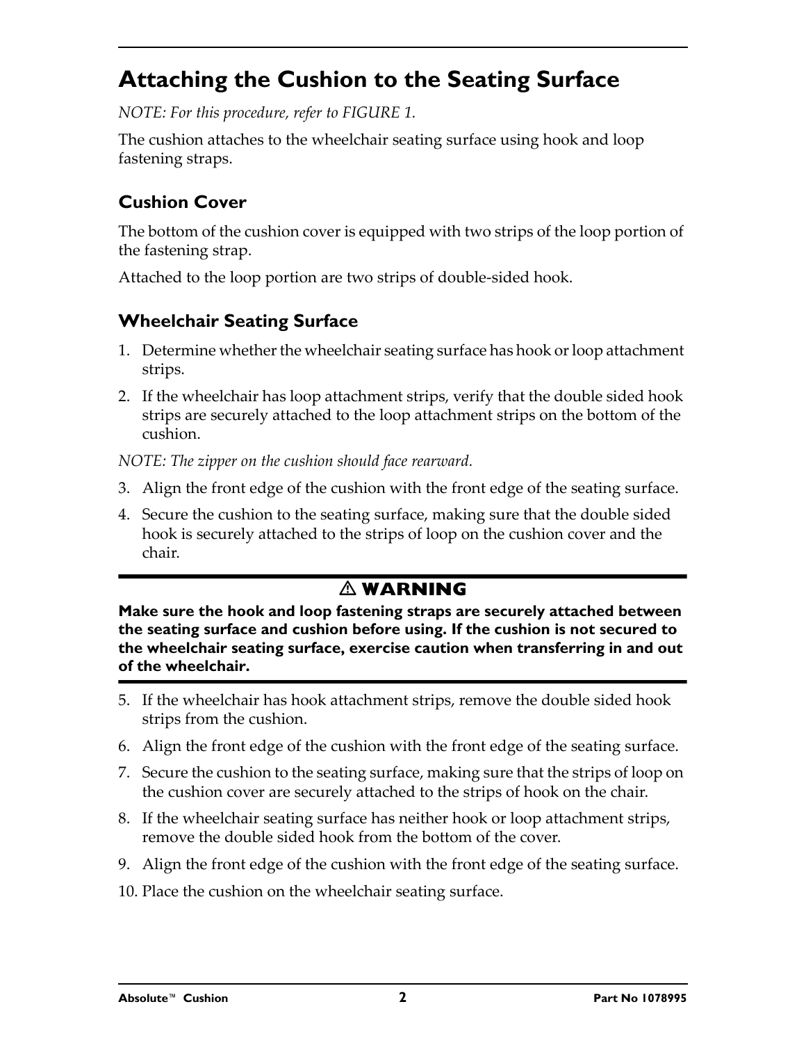# Attaching the Cushion to the Seating Surface

*NOTE: For this procedure, refer to FIGURE 1.*

The cushion attaches to the wheelchair seating surface using hook and loop fastening straps.

## Cushion Cover

The bottom of the cushion cover is equipped with two strips of the loop portion of the fastening strap.

Attached to the loop portion are two strips of double-sided hook.

## Wheelchair Seating Surface

1. Determine whether the wheelchair seating surface has hook or loop attachment strips.
2. If the wheelchair has loop attachment strips, verify that the double sided hook strips are securely attached to the loop attachment strips on the bottom of the cushion.

*NOTE: The zipper on the cushion should face rearward.*

3. Align the front edge of the cushion with the front edge of the seating surface.
4. Secure the cushion to the seating surface, making sure that the double sided hook is securely attached to the strips of loop on the cushion cover and the chair.

**⚠ WARNING**

**Make sure the hook and loop fastening straps are securely attached between the seating surface and cushion before using. If the cushion is not secured to the wheelchair seating surface, exercise caution when transferring in and out of the wheelchair.**

5. If the wheelchair has hook attachment strips, remove the double sided hook strips from the cushion.
6. Align the front edge of the cushion with the front edge of the seating surface.
7. Secure the cushion to the seating surface, making sure that the strips of loop on the cushion cover are securely attached to the strips of hook on the chair.
8. If the wheelchair seating surface has neither hook or loop attachment strips, remove the double sided hook from the bottom of the cover.
9. Align the front edge of the cushion with the front edge of the seating surface.
10. Place the cushion on the wheelchair seating surface.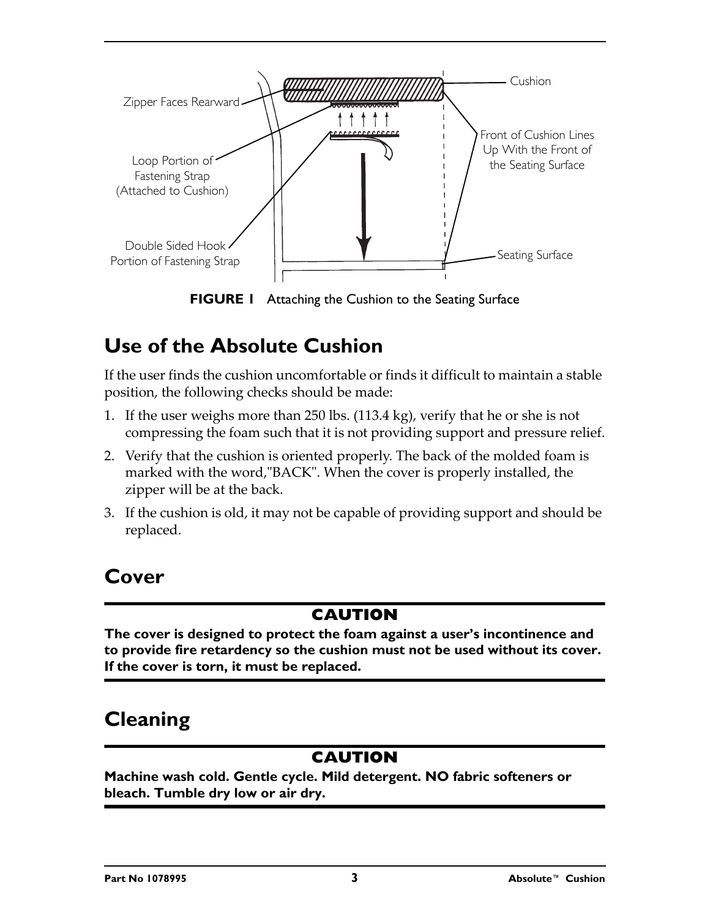Zipper Faces Rearward

Loop Portion of Fastening Strap (Attached to Cushion)

Double Sided Hook Portion of Fastening Strap

Cushion

Front of Cushion Lines Up With the Front of the Seating Surface

Seating Surface

**FIGURE 1** Attaching the Cushion to the Seating Surface

## Use of the Absolute Cushion

If the user finds the cushion uncomfortable or finds it difficult to maintain a stable position, the following checks should be made:

1. If the user weighs more than 250 lbs. (113.4 kg), verify that he or she is not compressing the foam such that it is not providing support and pressure relief.
2. Verify that the cushion is oriented properly. The back of the molded foam is marked with the word,"BACK". When the cover is properly installed, the zipper will be at the back.
3. If the cushion is old, it may not be capable of providing support and should be replaced.

## Cover

**CAUTION**

**The cover is designed to protect the foam against a user's incontinence and to provide fire retardency so the cushion must not be used without its cover. If the cover is torn, it must be replaced.**

## Cleaning

**CAUTION**

**Machine wash cold. Gentle cycle. Mild detergent. NO fabric softeners or bleach. Tumble dry low or air dry.**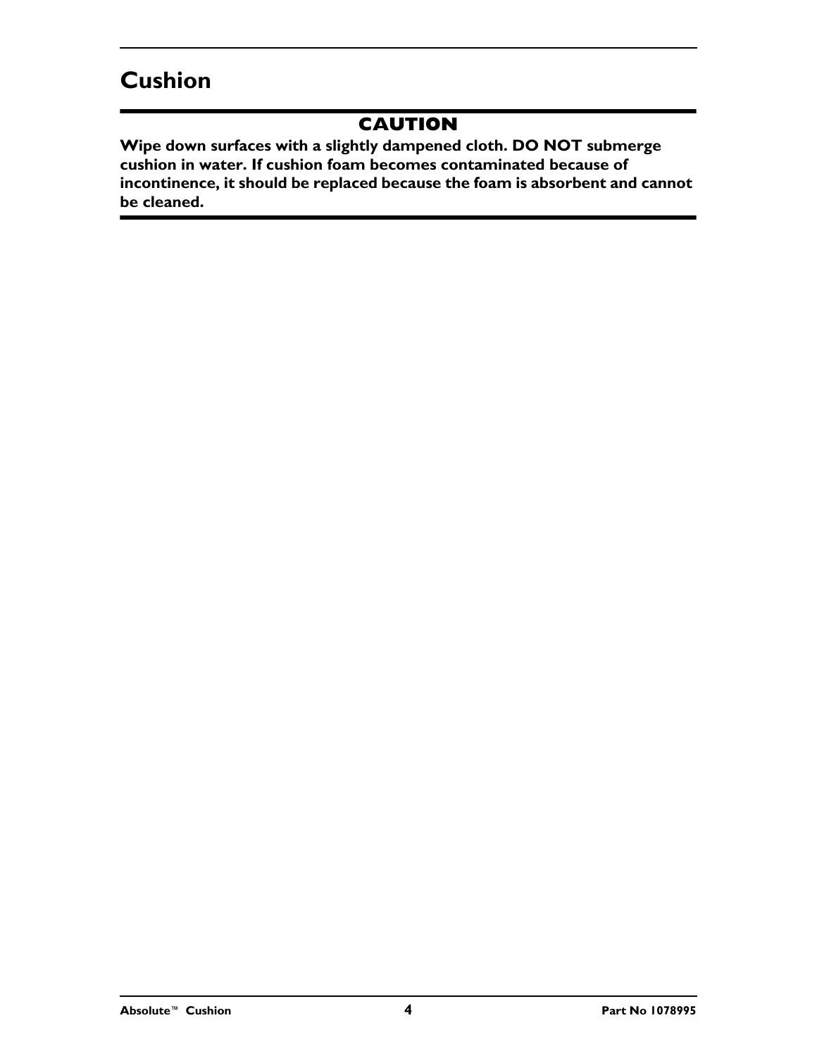## Cushion

**CAUTION**

**Wipe down surfaces with a slightly dampened cloth. DO NOT submerge cushion in water. If cushion foam becomes contaminated because of incontinence, it should be replaced because the foam is absorbent and cannot be cleaned.**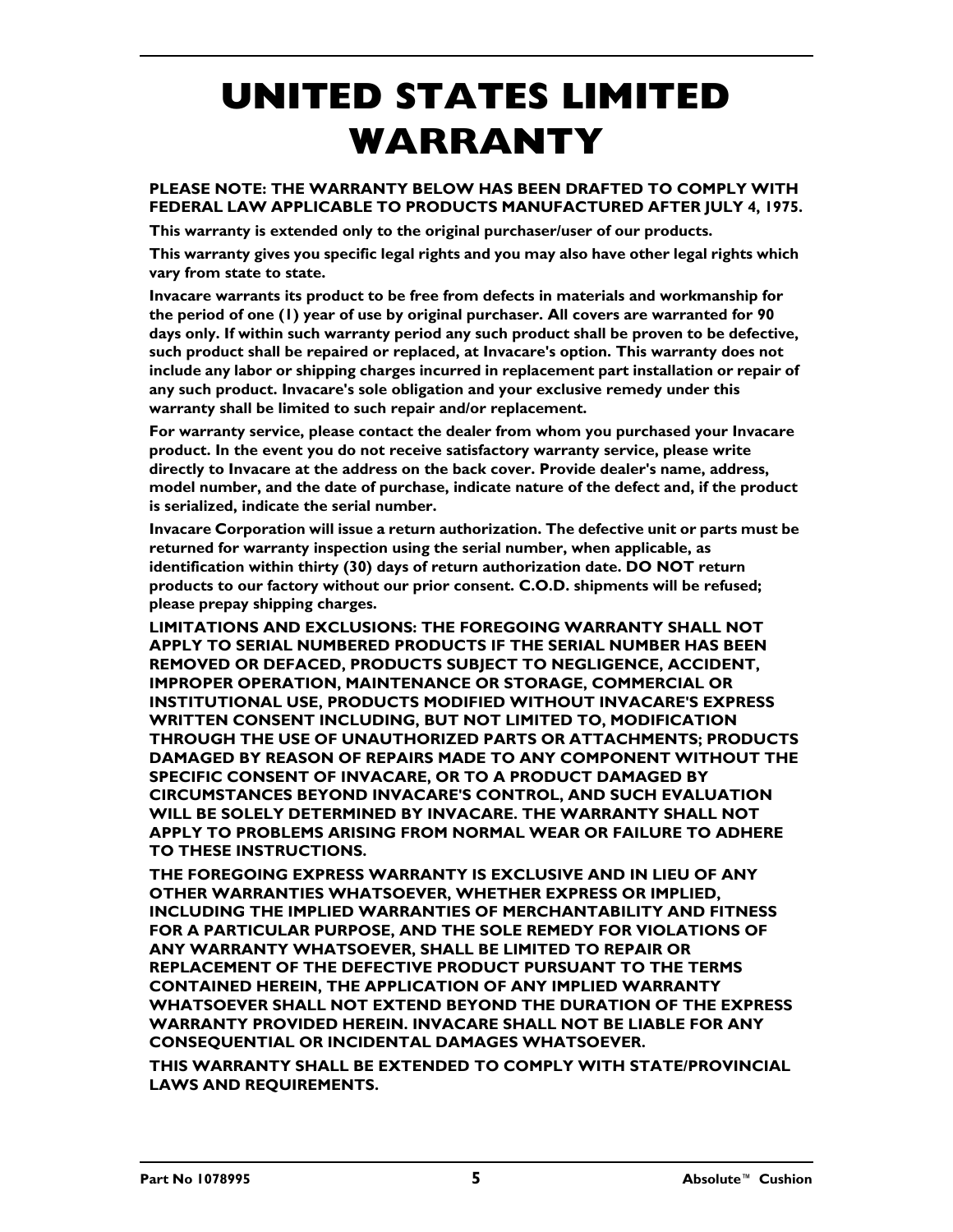# UNITED STATES LIMITED WARRANTY

**PLEASE NOTE: THE WARRANTY BELOW HAS BEEN DRAFTED TO COMPLY WITH FEDERAL LAW APPLICABLE TO PRODUCTS MANUFACTURED AFTER JULY 4, 1975.**

**This warranty is extended only to the original purchaser/user of our products.**

**This warranty gives you specific legal rights and you may also have other legal rights which vary from state to state.**

**Invacare warrants its product to be free from defects in materials and workmanship for the period of one (1) year of use by original purchaser. All covers are warranted for 90 days only. If within such warranty period any such product shall be proven to be defective, such product shall be repaired or replaced, at Invacare's option. This warranty does not include any labor or shipping charges incurred in replacement part installation or repair of any such product. Invacare's sole obligation and your exclusive remedy under this warranty shall be limited to such repair and/or replacement.**

**For warranty service, please contact the dealer from whom you purchased your Invacare product. In the event you do not receive satisfactory warranty service, please write directly to Invacare at the address on the back cover. Provide dealer's name, address, model number, and the date of purchase, indicate nature of the defect and, if the product is serialized, indicate the serial number.**

**Invacare Corporation will issue a return authorization. The defective unit or parts must be returned for warranty inspection using the serial number, when applicable, as identification within thirty (30) days of return authorization date. DO NOT return products to our factory without our prior consent. C.O.D. shipments will be refused; please prepay shipping charges.**

**LIMITATIONS AND EXCLUSIONS: THE FOREGOING WARRANTY SHALL NOT APPLY TO SERIAL NUMBERED PRODUCTS IF THE SERIAL NUMBER HAS BEEN REMOVED OR DEFACED, PRODUCTS SUBJECT TO NEGLIGENCE, ACCIDENT, IMPROPER OPERATION, MAINTENANCE OR STORAGE, COMMERCIAL OR INSTITUTIONAL USE, PRODUCTS MODIFIED WITHOUT INVACARE'S EXPRESS WRITTEN CONSENT INCLUDING, BUT NOT LIMITED TO, MODIFICATION THROUGH THE USE OF UNAUTHORIZED PARTS OR ATTACHMENTS; PRODUCTS DAMAGED BY REASON OF REPAIRS MADE TO ANY COMPONENT WITHOUT THE SPECIFIC CONSENT OF INVACARE, OR TO A PRODUCT DAMAGED BY CIRCUMSTANCES BEYOND INVACARE'S CONTROL, AND SUCH EVALUATION WILL BE SOLELY DETERMINED BY INVACARE. THE WARRANTY SHALL NOT APPLY TO PROBLEMS ARISING FROM NORMAL WEAR OR FAILURE TO ADHERE TO THESE INSTRUCTIONS.**

**THE FOREGOING EXPRESS WARRANTY IS EXCLUSIVE AND IN LIEU OF ANY OTHER WARRANTIES WHATSOEVER, WHETHER EXPRESS OR IMPLIED, INCLUDING THE IMPLIED WARRANTIES OF MERCHANTABILITY AND FITNESS FOR A PARTICULAR PURPOSE, AND THE SOLE REMEDY FOR VIOLATIONS OF ANY WARRANTY WHATSOEVER, SHALL BE LIMITED TO REPAIR OR REPLACEMENT OF THE DEFECTIVE PRODUCT PURSUANT TO THE TERMS CONTAINED HEREIN, THE APPLICATION OF ANY IMPLIED WARRANTY WHATSOEVER SHALL NOT EXTEND BEYOND THE DURATION OF THE EXPRESS WARRANTY PROVIDED HEREIN. INVACARE SHALL NOT BE LIABLE FOR ANY CONSEQUENTIAL OR INCIDENTAL DAMAGES WHATSOEVER.**

**THIS WARRANTY SHALL BE EXTENDED TO COMPLY WITH STATE/PROVINCIAL LAWS AND REQUIREMENTS.**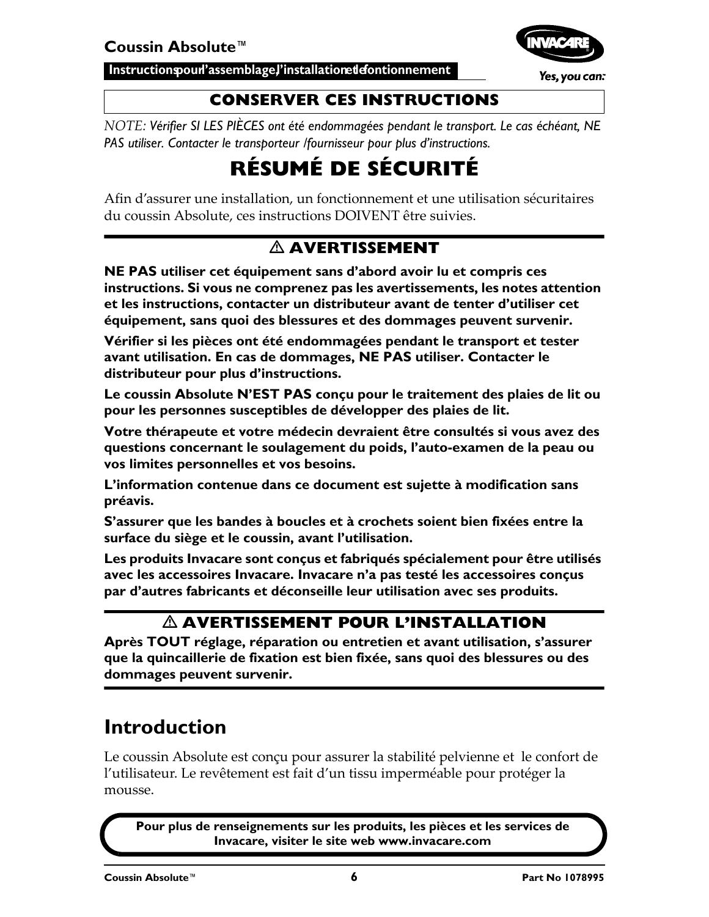**CONSERVER CES INSTRUCTIONS**

*NOTE: Vérifier SI LES PIÈCES ont été endommagées pendant le transport. Le cas échéant, NE PAS utiliser. Contacter le transporteur /fournisseur pour plus d'instructions.*

# RÉSUMÉ DE SÉCURITÉ

Afin d'assurer une installation, un fonctionnement et une utilisation sécuritaires du coussin Absolute, ces instructions DOIVENT être suivies.

## ⚠ AVERTISSEMENT

**NE PAS utiliser cet équipement sans d'abord avoir lu et compris ces instructions. Si vous ne comprenez pas les avertissements, les notes attention et les instructions, contacter un distributeur avant de tenter d'utiliser cet équipement, sans quoi des blessures et des dommages peuvent survenir.**

**Vérifier si les pièces ont été endommagées pendant le transport et tester avant utilisation. En cas de dommages, NE PAS utiliser. Contacter le distributeur pour plus d'instructions.**

**Le coussin Absolute N'EST PAS conçu pour le traitement des plaies de lit ou pour les personnes susceptibles de développer des plaies de lit.**

**Votre thérapeute et votre médecin devraient être consultés si vous avez des questions concernant le soulagement du poids, l'auto-examen de la peau ou vos limites personnelles et vos besoins.**

**L'information contenue dans ce document est sujette à modification sans préavis.**

**S'assurer que les bandes à boucles et à crochets soient bien fixées entre la surface du siège et le coussin, avant l'utilisation.**

**Les produits Invacare sont conçus et fabriqués spécialement pour être utilisés avec les accessoires Invacare. Invacare n'a pas testé les accessoires conçus par d'autres fabricants et déconseille leur utilisation avec ses produits.**

## ⚠ AVERTISSEMENT POUR L'INSTALLATION

**Après TOUT réglage, réparation ou entretien et avant utilisation, s'assurer que la quincaillerie de fixation est bien fixée, sans quoi des blessures ou des dommages peuvent survenir.**

# Introduction

Le coussin Absolute est conçu pour assurer la stabilité pelvienne et le confort de l'utilisateur. Le revêtement est fait d'un tissu imperméable pour protéger la mousse.

**Pour plus de renseignements sur les produits, les pièces et les services de Invacare, visiter le site web www.invacare.com**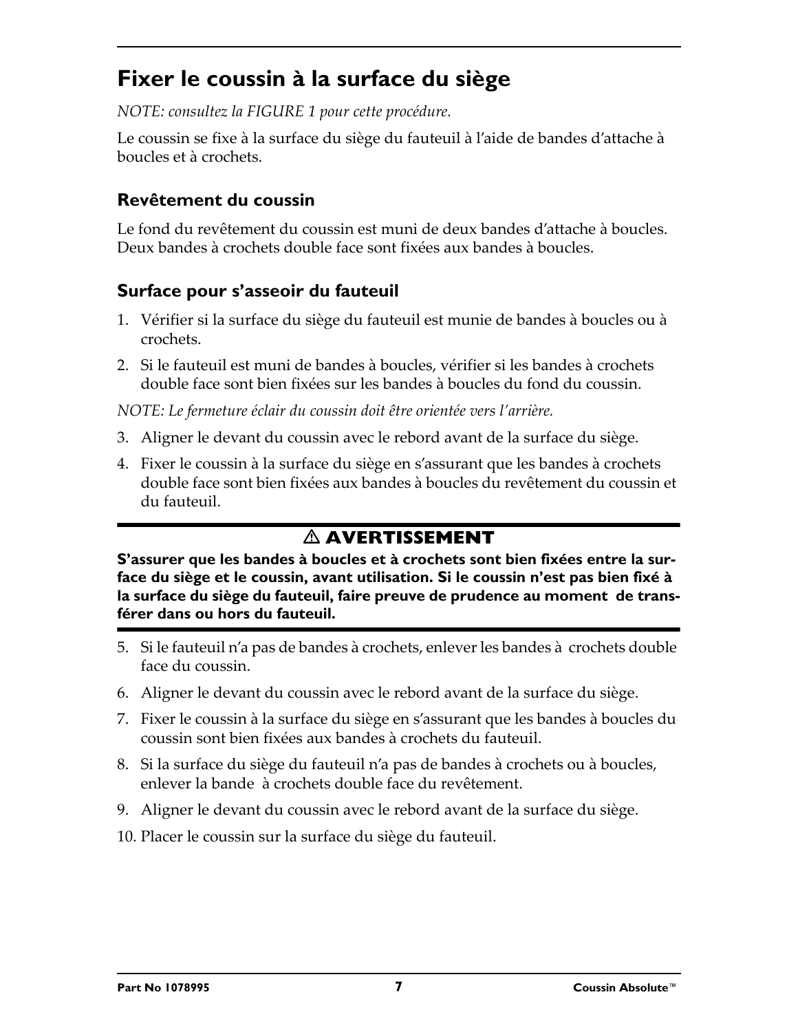# Fixer le coussin à la surface du siège

*NOTE: consultez la FIGURE 1 pour cette procédure.*

Le coussin se fixe à la surface du siège du fauteuil à l'aide de bandes d'attache à boucles et à crochets.

## Revêtement du coussin

Le fond du revêtement du coussin est muni de deux bandes d'attache à boucles. Deux bandes à crochets double face sont fixées aux bandes à boucles.

## Surface pour s'asseoir du fauteuil

1. Vérifier si la surface du siège du fauteuil est munie de bandes à boucles ou à crochets.
2. Si le fauteuil est muni de bandes à boucles, vérifier si les bandes à crochets double face sont bien fixées sur les bandes à boucles du fond du coussin.

*NOTE: Le fermeture éclair du coussin doit être orientée vers l'arrière.*

3. Aligner le devant du coussin avec le rebord avant de la surface du siège.
4. Fixer le coussin à la surface du siège en s'assurant que les bandes à crochets double face sont bien fixées aux bandes à boucles du revêtement du coussin et du fauteuil.

**⚠ AVERTISSEMENT**

**S'assurer que les bandes à boucles et à crochets sont bien fixées entre la surface du siège et le coussin, avant utilisation. Si le coussin n'est pas bien fixé à la surface du siège du fauteuil, faire preuve de prudence au moment de transférer dans ou hors du fauteuil.**

5. Si le fauteuil n'a pas de bandes à crochets, enlever les bandes à crochets double face du coussin.
6. Aligner le devant du coussin avec le rebord avant de la surface du siège.
7. Fixer le coussin à la surface du siège en s'assurant que les bandes à boucles du coussin sont bien fixées aux bandes à crochets du fauteuil.
8. Si la surface du siège du fauteuil n'a pas de bandes à crochets ou à boucles, enlever la bande à crochets double face du revêtement.
9. Aligner le devant du coussin avec le rebord avant de la surface du siège.
10. Placer le coussin sur la surface du siège du fauteuil.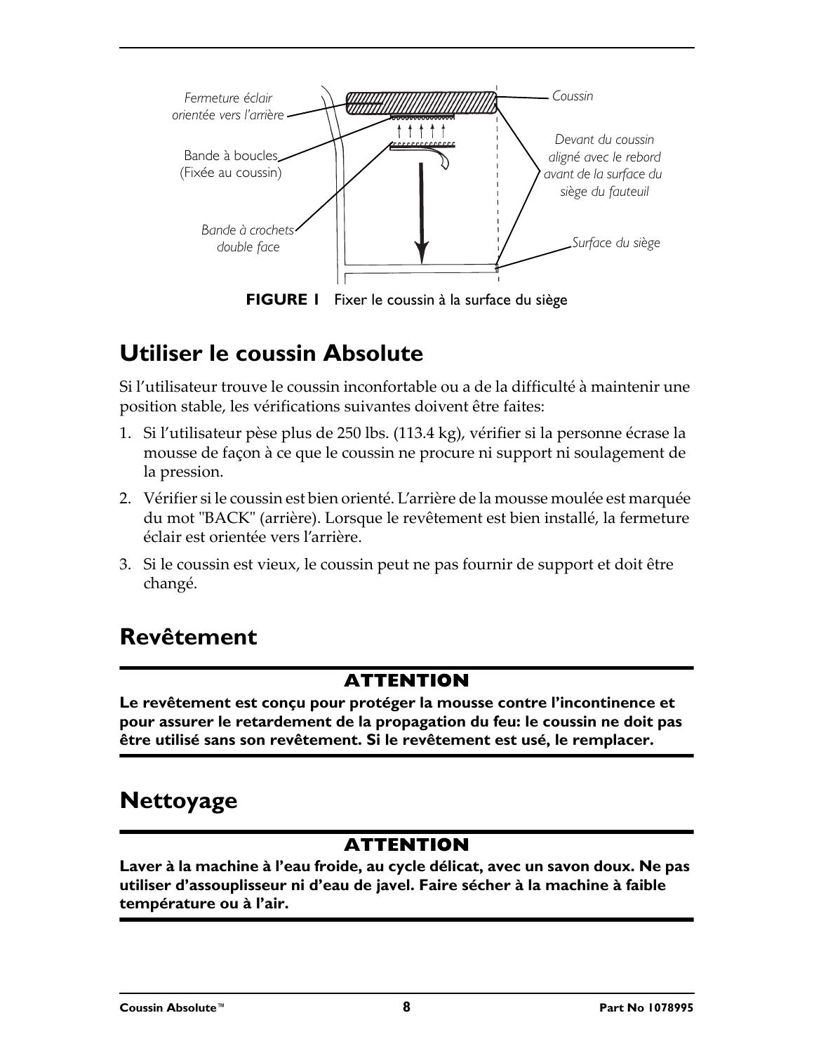Fermeture éclair orientée vers l'arrière

Coussin

Bande à boucles (Fixée au coussin)

Devant du coussin aligné avec le rebord avant de la surface du siège du fauteuil

Bande à crochets double face

Surface du siège

**FIGURE 1** Fixer le coussin à la surface du siège

## Utiliser le coussin Absolute

Si l'utilisateur trouve le coussin inconfortable ou a de la difficulté à maintenir une position stable, les vérifications suivantes doivent être faites:

1. Si l'utilisateur pèse plus de 250 lbs. (113.4 kg), vérifier si la personne écrase la mousse de façon à ce que le coussin ne procure ni support ni soulagement de la pression.
2. Vérifier si le coussin est bien orienté. L'arrière de la mousse moulée est marquée du mot "BACK" (arrière). Lorsque le revêtement est bien installé, la fermeture éclair est orientée vers l'arrière.
3. Si le coussin est vieux, le coussin peut ne pas fournir de support et doit être changé.

## Revêtement

**ATTENTION**

**Le revêtement est conçu pour protéger la mousse contre l'incontinence et pour assurer le retardement de la propagation du feu: le coussin ne doit pas être utilisé sans son revêtement. Si le revêtement est usé, le remplacer.**

## Nettoyage

**ATTENTION**

**Laver à la machine à l'eau froide, au cycle délicat, avec un savon doux. Ne pas utiliser d'assouplisseur ni d'eau de javel. Faire sécher à la machine à faible température ou à l'air.**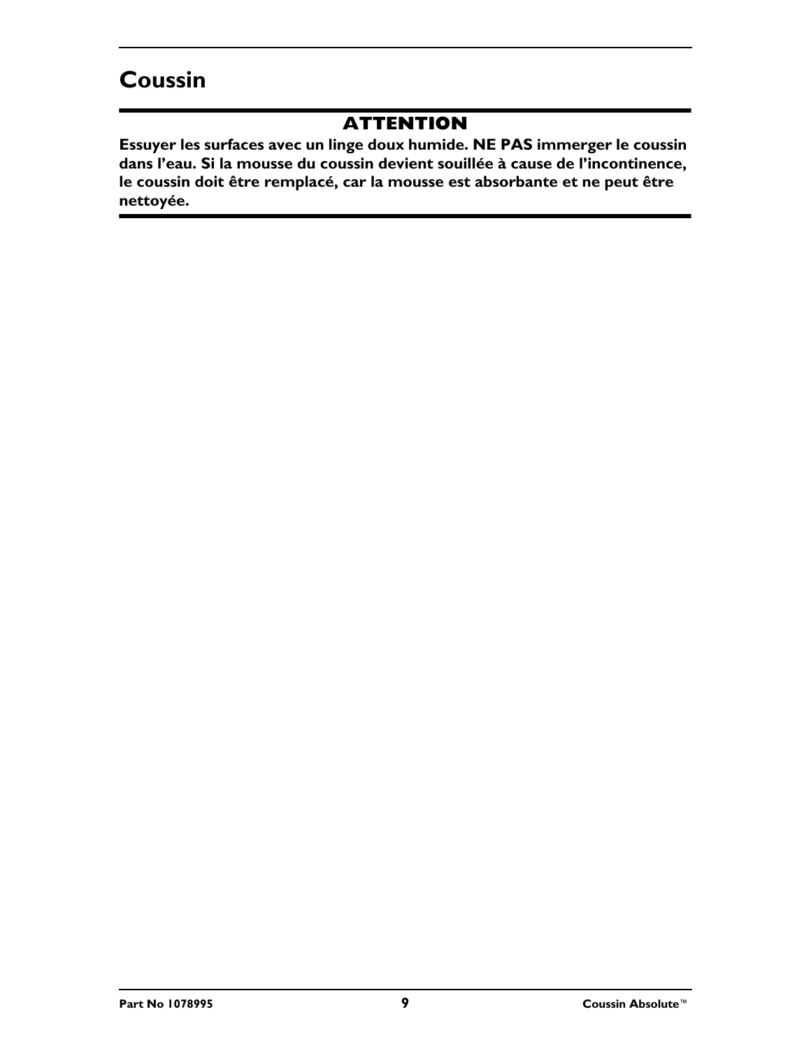## Coussin

**ATTENTION**

**Essuyer les surfaces avec un linge doux humide. NE PAS immerger le coussin dans l'eau. Si la mousse du coussin devient souillée à cause de l'incontinence, le coussin doit être remplacé, car la mousse est absorbante et ne peut être nettoyée.**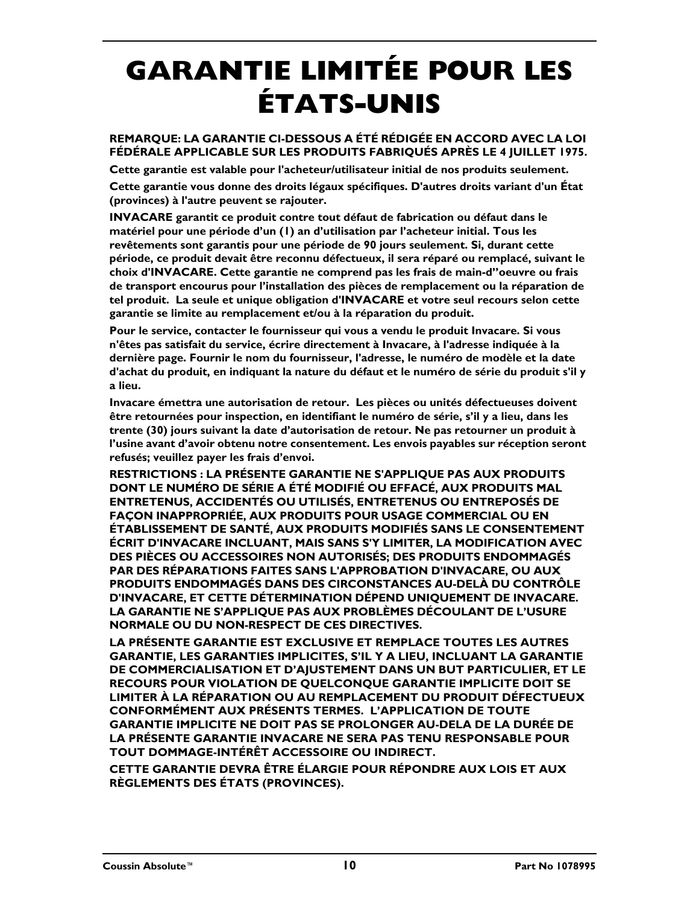# GARANTIE LIMITÉE POUR LES ÉTATS-UNIS

**REMARQUE: LA GARANTIE CI-DESSOUS A ÉTÉ RÉDIGÉE EN ACCORD AVEC LA LOI FÉDÉRALE APPLICABLE SUR LES PRODUITS FABRIQUÉS APRÈS LE 4 JUILLET 1975.**

**Cette garantie est valable pour l'acheteur/utilisateur initial de nos produits seulement.**

**Cette garantie vous donne des droits légaux spécifiques. D'autres droits variant d'un État (provinces) à l'autre peuvent se rajouter.**

**INVACARE garantit ce produit contre tout défaut de fabrication ou défaut dans le matériel pour une période d'un (1) an d'utilisation par l'acheteur initial. Tous les revêtements sont garantis pour une période de 90 jours seulement. Si, durant cette période, ce produit devait être reconnu défectueux, il sera réparé ou remplacé, suivant le choix d'INVACARE. Cette garantie ne comprend pas les frais de main-d"oeuvre ou frais de transport encourus pour l'installation des pièces de remplacement ou la réparation de tel produit. La seule et unique obligation d'INVACARE et votre seul recours selon cette garantie se limite au remplacement et/ou à la réparation du produit.**

**Pour le service, contacter le fournisseur qui vous a vendu le produit Invacare. Si vous n'êtes pas satisfait du service, écrire directement à Invacare, à l'adresse indiquée à la dernière page. Fournir le nom du fournisseur, l'adresse, le numéro de modèle et la date d'achat du produit, en indiquant la nature du défaut et le numéro de série du produit s'il y a lieu.**

**Invacare émettra une autorisation de retour. Les pièces ou unités défectueuses doivent être retournées pour inspection, en identifiant le numéro de série, s'il y a lieu, dans les trente (30) jours suivant la date d'autorisation de retour. Ne pas retourner un produit à l'usine avant d'avoir obtenu notre consentement. Les envois payables sur réception seront refusés; veuillez payer les frais d'envoi.**

**RESTRICTIONS : LA PRÉSENTE GARANTIE NE S'APPLIQUE PAS AUX PRODUITS DONT LE NUMÉRO DE SÉRIE A ÉTÉ MODIFIÉ OU EFFACÉ, AUX PRODUITS MAL ENTRETENUS, ACCIDENTÉS OU UTILISÉS, ENTRETENUS OU ENTREPOSÉS DE FAÇON INAPPROPRIÉE, AUX PRODUITS POUR USAGE COMMERCIAL OU EN ÉTABLISSEMENT DE SANTÉ, AUX PRODUITS MODIFIÉS SANS LE CONSENTEMENT ÉCRIT D'INVACARE INCLUANT, MAIS SANS S'Y LIMITER, LA MODIFICATION AVEC DES PIÈCES OU ACCESSOIRES NON AUTORISÉS; DES PRODUITS ENDOMMAGÉS PAR DES RÉPARATIONS FAITES SANS L'APPROBATION D'INVACARE, OU AUX PRODUITS ENDOMMAGÉS DANS DES CIRCONSTANCES AU-DELÀ DU CONTRÔLE D'INVACARE, ET CETTE DÉTERMINATION DÉPEND UNIQUEMENT DE INVACARE. LA GARANTIE NE S'APPLIQUE PAS AUX PROBLÈMES DÉCOULANT DE L'USURE NORMALE OU DU NON-RESPECT DE CES DIRECTIVES.**

**LA PRÉSENTE GARANTIE EST EXCLUSIVE ET REMPLACE TOUTES LES AUTRES GARANTIE, LES GARANTIES IMPLICITES, S'IL Y A LIEU, INCLUANT LA GARANTIE DE COMMERCIALISATION ET D'AJUSTEMENT DANS UN BUT PARTICULIER, ET LE RECOURS POUR VIOLATION DE QUELCONQUE GARANTIE IMPLICITE DOIT SE LIMITER À LA RÉPARATION OU AU REMPLACEMENT DU PRODUIT DÉFECTUEUX CONFORMÉMENT AUX PRÉSENTS TERMES. L'APPLICATION DE TOUTE GARANTIE IMPLICITE NE DOIT PAS SE PROLONGER AU-DELA DE LA DURÉE DE LA PRÉSENTE GARANTIE INVACARE NE SERA PAS TENU RESPONSABLE POUR TOUT DOMMAGE-INTÉRÊT ACCESSOIRE OU INDIRECT.**

**CETTE GARANTIE DEVRA ÊTRE ÉLARGIE POUR RÉPONDRE AUX LOIS ET AUX RÈGLEMENTS DES ÉTATS (PROVINCES).**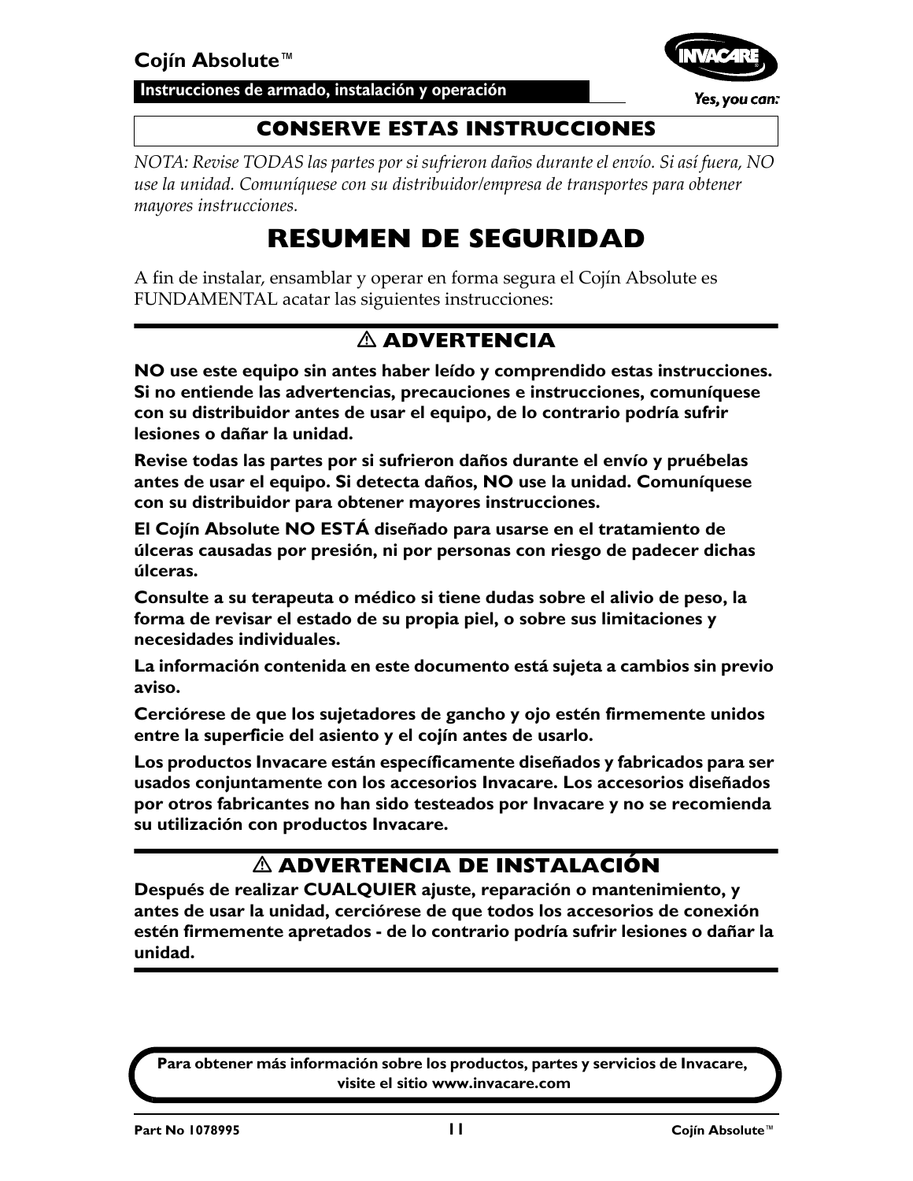**CONSERVE ESTAS INSTRUCCIONES**

*NOTA: Revise TODAS las partes por si sufrieron daños durante el envío. Si así fuera, NO use la unidad. Comuníquese con su distribuidor/empresa de transportes para obtener mayores instrucciones.*

# RESUMEN DE SEGURIDAD

A fin de instalar, ensamblar y operar en forma segura el Cojín Absolute es FUNDAMENTAL acatar las siguientes instrucciones:

## ⚠ ADVERTENCIA

**NO use este equipo sin antes haber leído y comprendido estas instrucciones. Si no entiende las advertencias, precauciones e instrucciones, comuníquese con su distribuidor antes de usar el equipo, de lo contrario podría sufrir lesiones o dañar la unidad.**

**Revise todas las partes por si sufrieron daños durante el envío y pruébelas antes de usar el equipo. Si detecta daños, NO use la unidad. Comuníquese con su distribuidor para obtener mayores instrucciones.**

**El Cojín Absolute NO ESTÁ diseñado para usarse en el tratamiento de úlceras causadas por presión, ni por personas con riesgo de padecer dichas úlceras.**

**Consulte a su terapeuta o médico si tiene dudas sobre el alivio de peso, la forma de revisar el estado de su propia piel, o sobre sus limitaciones y necesidades individuales.**

**La información contenida en este documento está sujeta a cambios sin previo aviso.**

**Cerciórese de que los sujetadores de gancho y ojo estén firmemente unidos entre la superficie del asiento y el cojín antes de usarlo.**

**Los productos Invacare están específicamente diseñados y fabricados para ser usados conjuntamente con los accesorios Invacare. Los accesorios diseñados por otros fabricantes no han sido testeados por Invacare y no se recomienda su utilización con productos Invacare.**

## ⚠ ADVERTENCIA DE INSTALACIÓN

**Después de realizar CUALQUIER ajuste, reparación o mantenimiento, y antes de usar la unidad, cerciórese de que todos los accesorios de conexión estén firmemente apretados - de lo contrario podría sufrir lesiones o dañar la unidad.**

**Para obtener más información sobre los productos, partes y servicios de Invacare, visite el sitio www.invacare.com**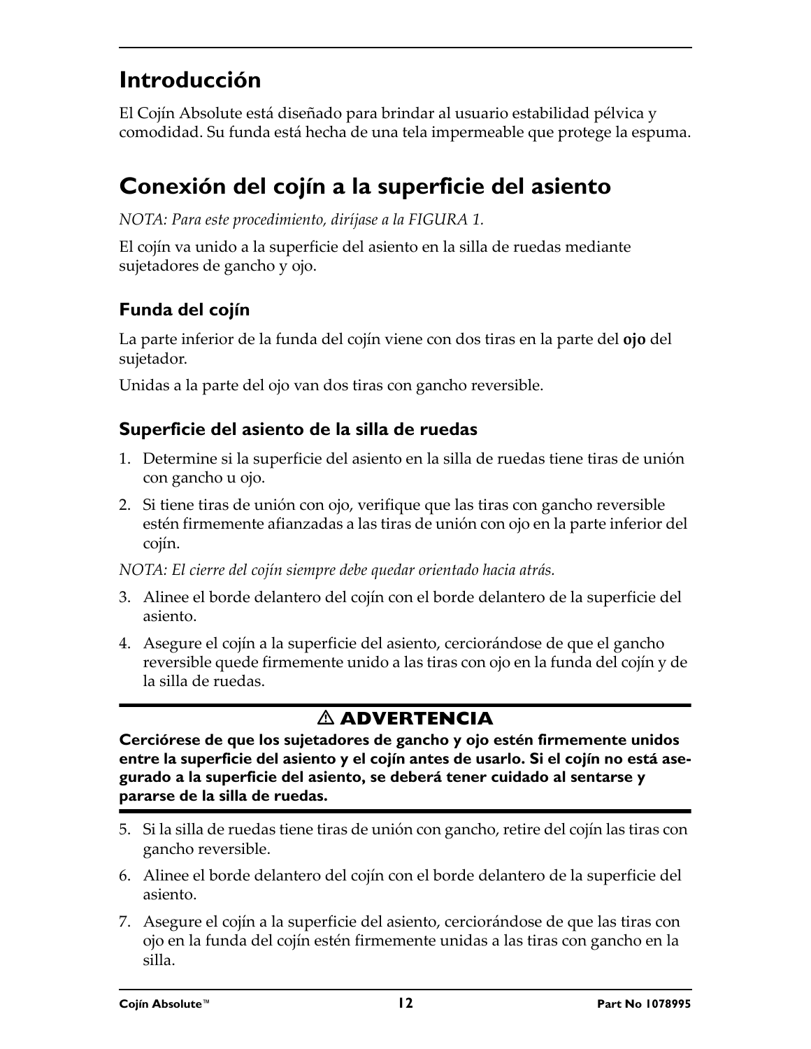# Introducción

El Cojín Absolute está diseñado para brindar al usuario estabilidad pélvica y comodidad. Su funda está hecha de una tela impermeable que protege la espuma.

# Conexión del cojín a la superficie del asiento

*NOTA: Para este procedimiento, diríjase a la FIGURA 1.*

El cojín va unido a la superficie del asiento en la silla de ruedas mediante sujetadores de gancho y ojo.

## Funda del cojín

La parte inferior de la funda del cojín viene con dos tiras en la parte del **ojo** del sujetador.

Unidas a la parte del ojo van dos tiras con gancho reversible.

## Superficie del asiento de la silla de ruedas

1. Determine si la superficie del asiento en la silla de ruedas tiene tiras de unión con gancho u ojo.
2. Si tiene tiras de unión con ojo, verifique que las tiras con gancho reversible estén firmemente afianzadas a las tiras de unión con ojo en la parte inferior del cojín.

*NOTA: El cierre del cojín siempre debe quedar orientado hacia atrás.*

3. Alinee el borde delantero del cojín con el borde delantero de la superficie del asiento.
4. Asegure el cojín a la superficie del asiento, cerciorándose de que el gancho reversible quede firmemente unido a las tiras con ojo en la funda del cojín y de la silla de ruedas.

**⚠ ADVERTENCIA**

**Cerciórese de que los sujetadores de gancho y ojo estén firmemente unidos entre la superficie del asiento y el cojín antes de usarlo. Si el cojín no está asegurado a la superficie del asiento, se deberá tener cuidado al sentarse y pararse de la silla de ruedas.**

5. Si la silla de ruedas tiene tiras de unión con gancho, retire del cojín las tiras con gancho reversible.
6. Alinee el borde delantero del cojín con el borde delantero de la superficie del asiento.
7. Asegure el cojín a la superficie del asiento, cerciorándose de que las tiras con ojo en la funda del cojín estén firmemente unidas a las tiras con gancho en la silla.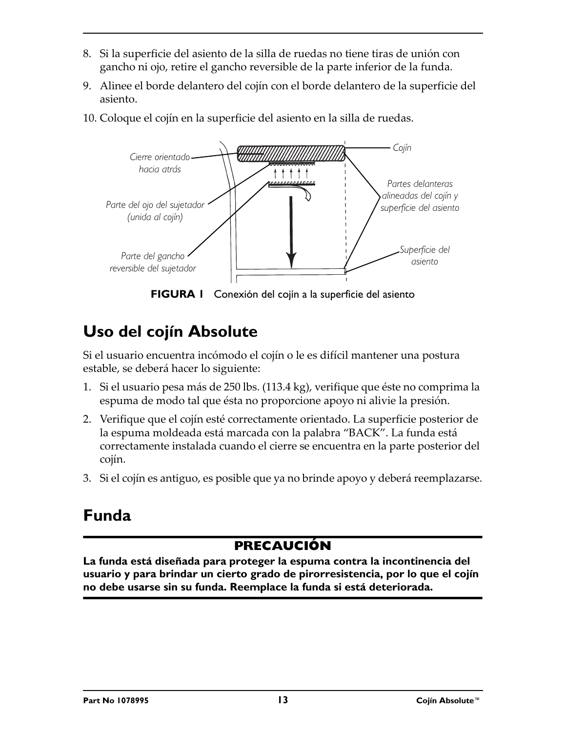8. Si la superficie del asiento de la silla de ruedas no tiene tiras de unión con gancho ni ojo, retire el gancho reversible de la parte inferior de la funda.
9. Alinee el borde delantero del cojín con el borde delantero de la superficie del asiento.
10. Coloque el cojín en la superficie del asiento en la silla de ruedas.

*Cierre orientado hacia atrás*

*Parte del ojo del sujetador (unida al cojín)*

*Parte del gancho reversible del sujetador*

*Cojín*

*Partes delanteras alineadas del cojín y superficie del asiento*

*Superficie del asiento*

**FIGURA 1** Conexión del cojín a la superficie del asiento

## Uso del cojín Absolute

Si el usuario encuentra incómodo el cojín o le es difícil mantener una postura estable, se deberá hacer lo siguiente:

1. Si el usuario pesa más de 250 lbs. (113.4 kg), verifique que éste no comprima la espuma de modo tal que ésta no proporcione apoyo ni alivie la presión.
2. Verifique que el cojín esté correctamente orientado. La superficie posterior de la espuma moldeada está marcada con la palabra "BACK". La funda está correctamente instalada cuando el cierre se encuentra en la parte posterior del cojín.
3. Si el cojín es antiguo, es posible que ya no brinde apoyo y deberá reemplazarse.

## Funda

**PRECAUCIÓN**

**La funda está diseñada para proteger la espuma contra la incontinencia del usuario y para brindar un cierto grado de pirorresistencia, por lo que el cojín no debe usarse sin su funda. Reemplace la funda si está deteriorada.**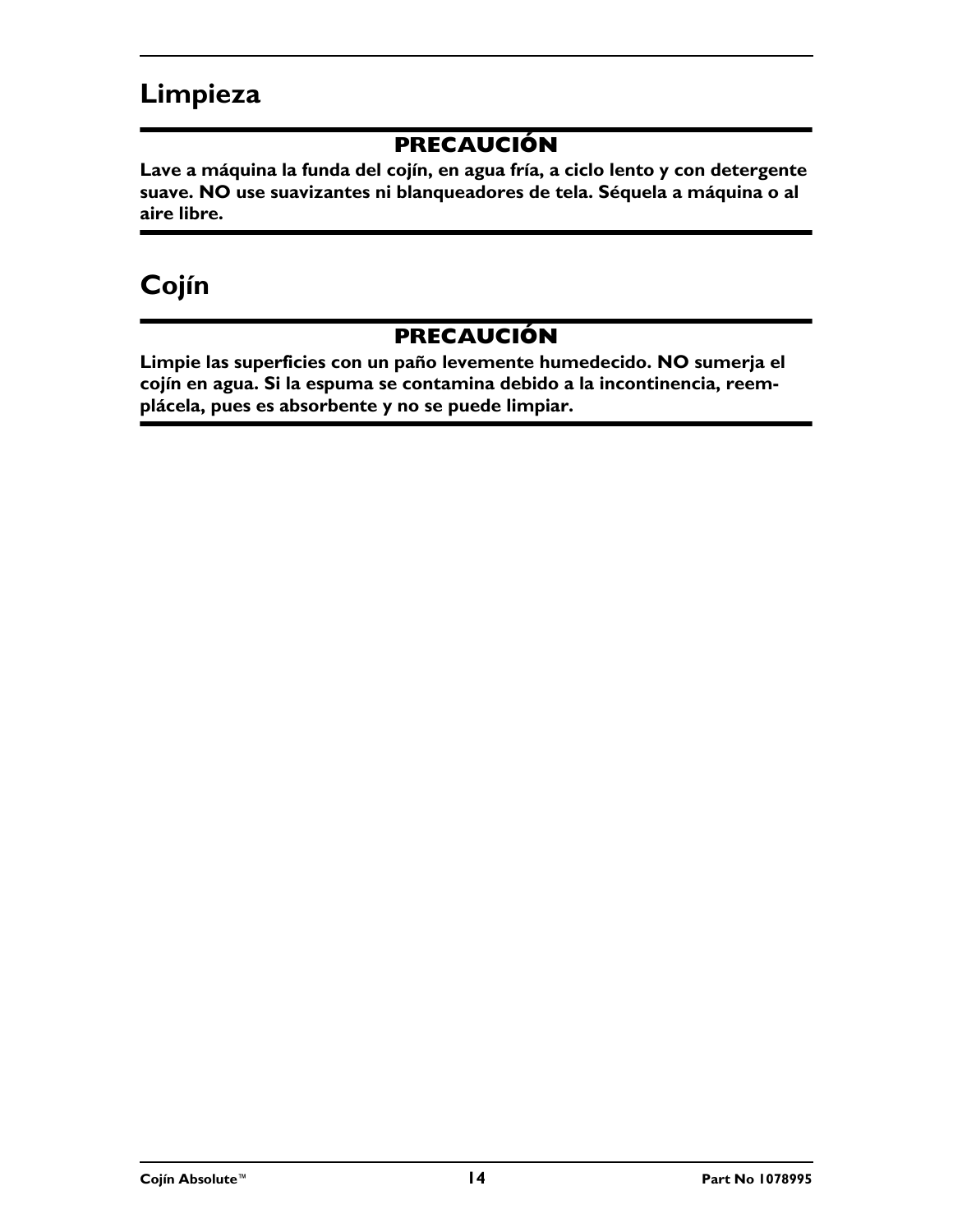# Limpieza

**PRECAUCIÓN**

**Lave a máquina la funda del cojín, en agua fría, a ciclo lento y con detergente suave. NO use suavizantes ni blanqueadores de tela. Séquela a máquina o al aire libre.**

# Cojín

**PRECAUCIÓN**

**Limpie las superficies con un paño levemente humedecido. NO sumerja el cojín en agua. Si la espuma se contamina debido a la incontinencia, reemplácela, pues es absorbente y no se puede limpiar.**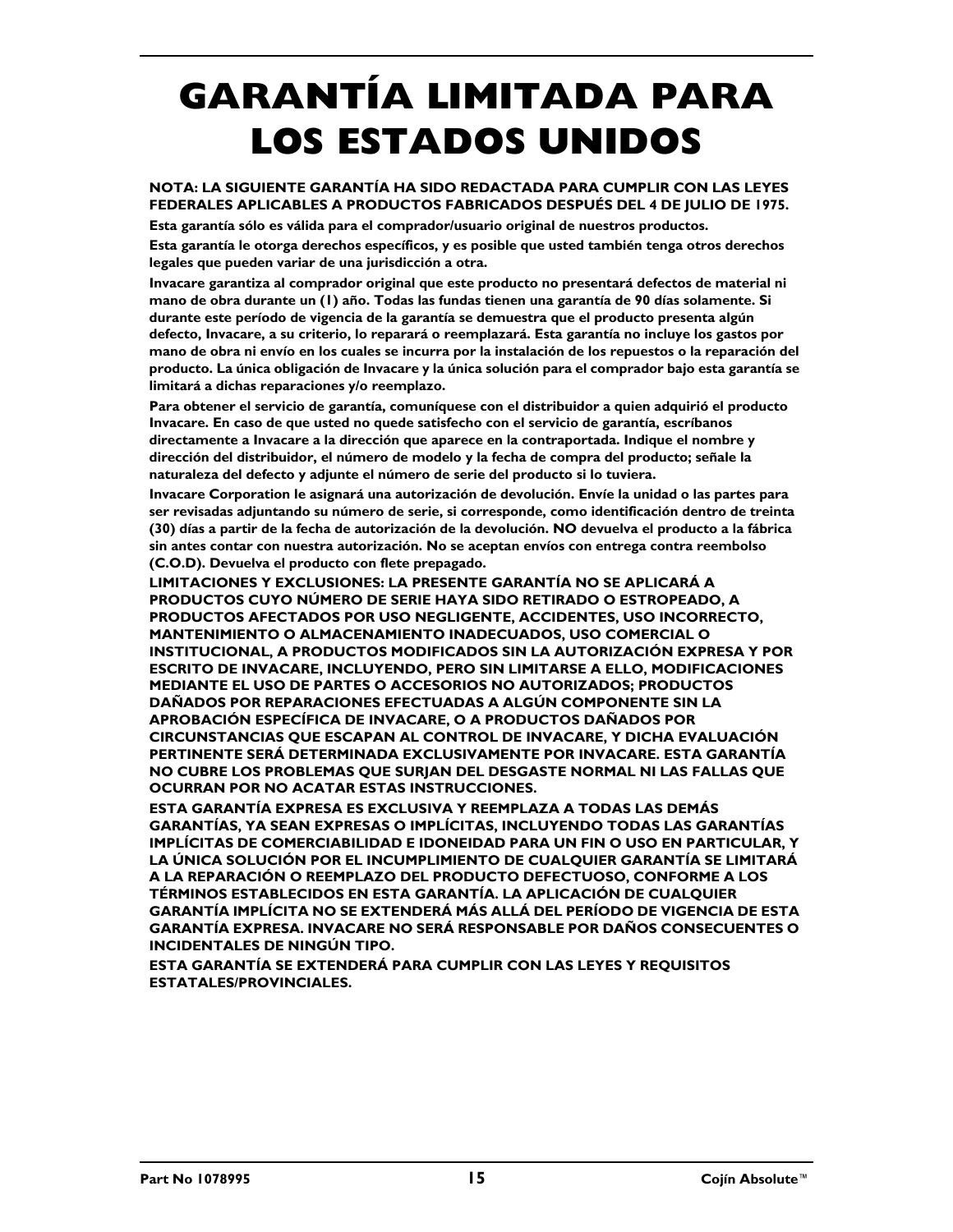# GARANTÍA LIMITADA PARA LOS ESTADOS UNIDOS

**NOTA: LA SIGUIENTE GARANTÍA HA SIDO REDACTADA PARA CUMPLIR CON LAS LEYES FEDERALES APLICABLES A PRODUCTOS FABRICADOS DESPUÉS DEL 4 DE JULIO DE 1975.**

**Esta garantía sólo es válida para el comprador/usuario original de nuestros productos.**

**Esta garantía le otorga derechos específicos, y es posible que usted también tenga otros derechos legales que pueden variar de una jurisdicción a otra.**

**Invacare garantiza al comprador original que este producto no presentará defectos de material ni mano de obra durante un (1) año. Todas las fundas tienen una garantía de 90 días solamente. Si durante este período de vigencia de la garantía se demuestra que el producto presenta algún defecto, Invacare, a su criterio, lo reparará o reemplazará. Esta garantía no incluye los gastos por mano de obra ni envío en los cuales se incurra por la instalación de los repuestos o la reparación del producto. La única obligación de Invacare y la única solución para el comprador bajo esta garantía se limitará a dichas reparaciones y/o reemplazo.**

**Para obtener el servicio de garantía, comuníquese con el distribuidor a quien adquirió el producto Invacare. En caso de que usted no quede satisfecho con el servicio de garantía, escríbanos directamente a Invacare a la dirección que aparece en la contraportada. Indique el nombre y dirección del distribuidor, el número de modelo y la fecha de compra del producto; señale la naturaleza del defecto y adjunte el número de serie del producto si lo tuviera.**

**Invacare Corporation le asignará una autorización de devolución. Envíe la unidad o las partes para ser revisadas adjuntando su número de serie, si corresponde, como identificación dentro de treinta (30) días a partir de la fecha de autorización de la devolución. NO devuelva el producto a la fábrica sin antes contar con nuestra autorización. No se aceptan envíos con entrega contra reembolso (C.O.D). Devuelva el producto con flete prepagado.**

**LIMITACIONES Y EXCLUSIONES: LA PRESENTE GARANTÍA NO SE APLICARÁ A PRODUCTOS CUYO NÚMERO DE SERIE HAYA SIDO RETIRADO O ESTROPEADO, A PRODUCTOS AFECTADOS POR USO NEGLIGENTE, ACCIDENTES, USO INCORRECTO, MANTENIMIENTO O ALMACENAMIENTO INADECUADOS, USO COMERCIAL O INSTITUCIONAL, A PRODUCTOS MODIFICADOS SIN LA AUTORIZACIÓN EXPRESA Y POR ESCRITO DE INVACARE, INCLUYENDO, PERO SIN LIMITARSE A ELLO, MODIFICACIONES MEDIANTE EL USO DE PARTES O ACCESORIOS NO AUTORIZADOS; PRODUCTOS DAÑADOS POR REPARACIONES EFECTUADAS A ALGÚN COMPONENTE SIN LA APROBACIÓN ESPECÍFICA DE INVACARE, O A PRODUCTOS DAÑADOS POR CIRCUNSTANCIAS QUE ESCAPAN AL CONTROL DE INVACARE, Y DICHA EVALUACIÓN PERTINENTE SERÁ DETERMINADA EXCLUSIVAMENTE POR INVACARE. ESTA GARANTÍA NO CUBRE LOS PROBLEMAS QUE SURJAN DEL DESGASTE NORMAL NI LAS FALLAS QUE OCURRAN POR NO ACATAR ESTAS INSTRUCCIONES.**

**ESTA GARANTÍA EXPRESA ES EXCLUSIVA Y REEMPLAZA A TODAS LAS DEMÁS GARANTÍAS, YA SEAN EXPRESAS O IMPLÍCITAS, INCLUYENDO TODAS LAS GARANTÍAS IMPLÍCITAS DE COMERCIABILIDAD E IDONEIDAD PARA UN FIN O USO EN PARTICULAR, Y LA ÚNICA SOLUCIÓN POR EL INCUMPLIMIENTO DE CUALQUIER GARANTÍA SE LIMITARÁ A LA REPARACIÓN O REEMPLAZO DEL PRODUCTO DEFECTUOSO, CONFORME A LOS TÉRMINOS ESTABLECIDOS EN ESTA GARANTÍA. LA APLICACIÓN DE CUALQUIER GARANTÍA IMPLÍCITA NO SE EXTENDERÁ MÁS ALLÁ DEL PERÍODO DE VIGENCIA DE ESTA GARANTÍA EXPRESA. INVACARE NO SERÁ RESPONSABLE POR DAÑOS CONSECUENTES O INCIDENTALES DE NINGÚN TIPO.**

**ESTA GARANTÍA SE EXTENDERÁ PARA CUMPLIR CON LAS LEYES Y REQUISITOS ESTATALES/PROVINCIALES.**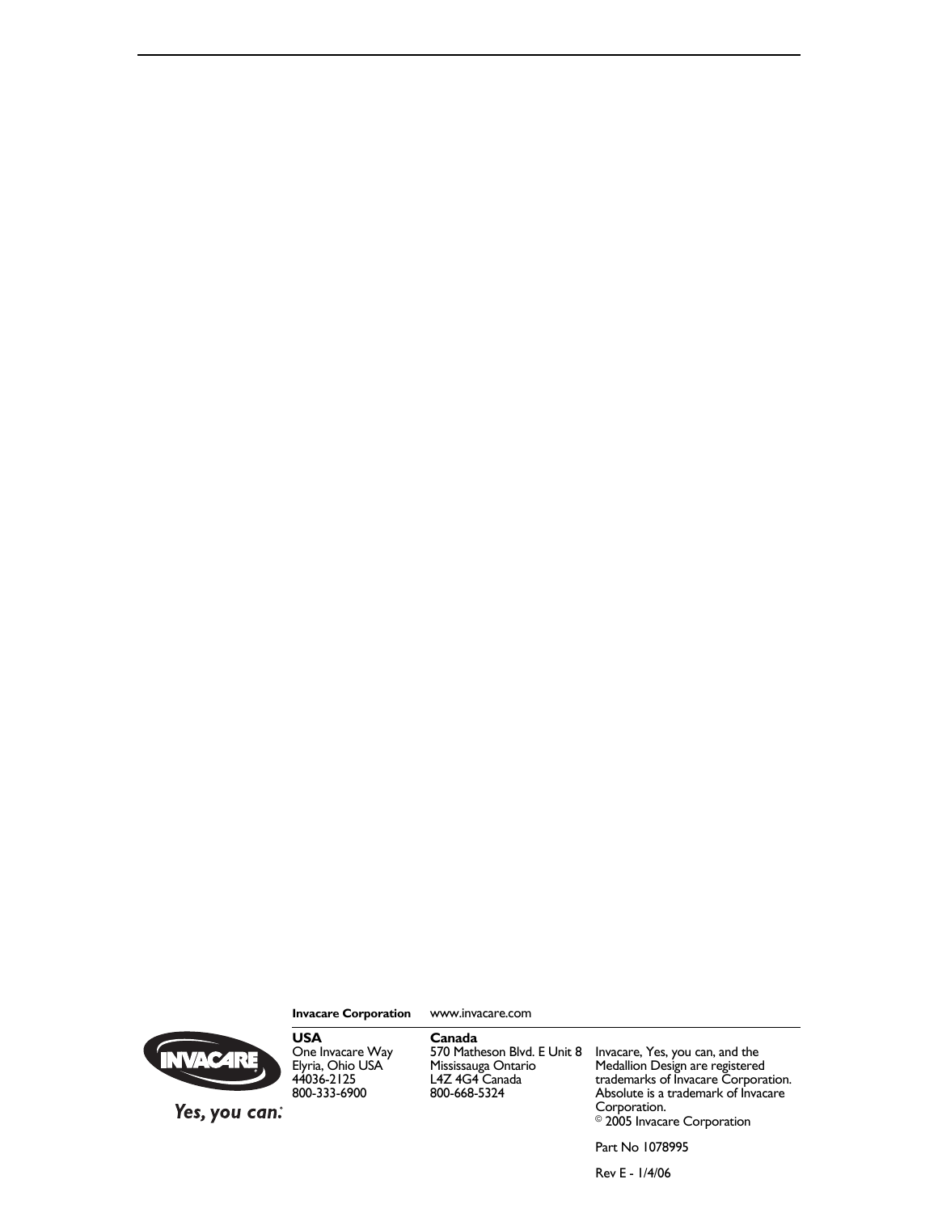**Invacare Corporation** www.invacare.com

**USA**
One Invacare Way
Elyria, Ohio USA
44036-2125
800-333-6900

**Canada**
570 Matheson Blvd. E Unit 8
Mississauga Ontario
L4Z 4G4 Canada
800-668-5324

Invacare, Yes, you can, and the Medallion Design are registered trademarks of Invacare Corporation. Absolute is a trademark of Invacare Corporation.
© 2005 Invacare Corporation

Part No 1078995

Rev E - 1/4/06

*Yes, you can.*